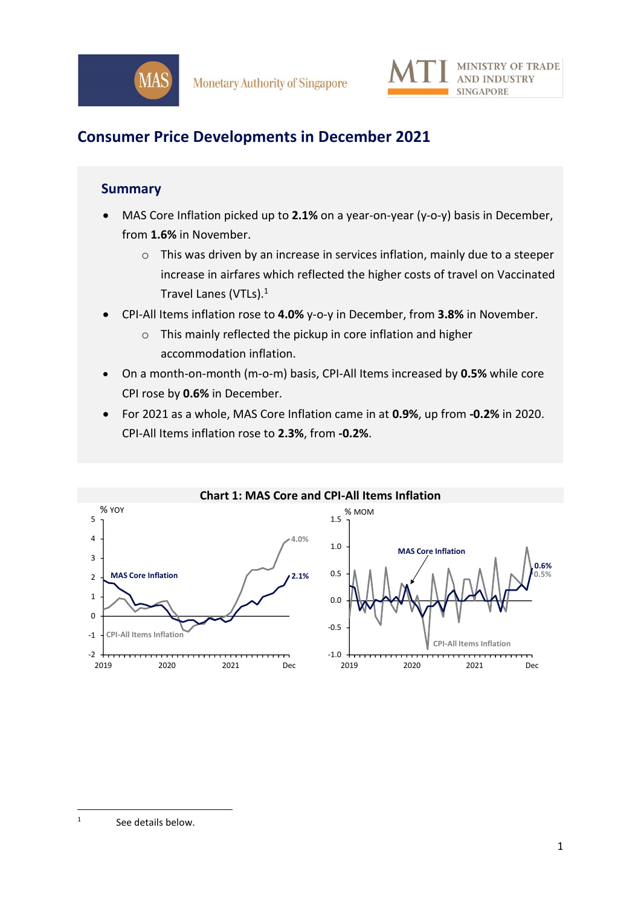# Consumer Price Developments in December 2021

## Summary

- MAS Core Inflation picked up to **2.1%** on a year-on-year (y-o-y) basis in December, from **1.6%** in November.
  - This was driven by an increase in services inflation, mainly due to a steeper increase in airfares which reflected the higher costs of travel on Vaccinated Travel Lanes (VTLs).[1]
- CPI-All Items inflation rose to **4.0%** y-o-y in December, from **3.8%** in November.
  - This mainly reflected the pickup in core inflation and higher accommodation inflation.
- On a month-on-month (m-o-m) basis, CPI-All Items increased by **0.5%** while core CPI rose by **0.6%** in December.
- For 2021 as a whole, MAS Core Inflation came in at **0.9%**, up from **-0.2%** in 2020. CPI-All Items inflation rose to **2.3%**, from **-0.2%**.

**Chart 1: MAS Core and CPI-All Items Inflation**

---

[1] See details below.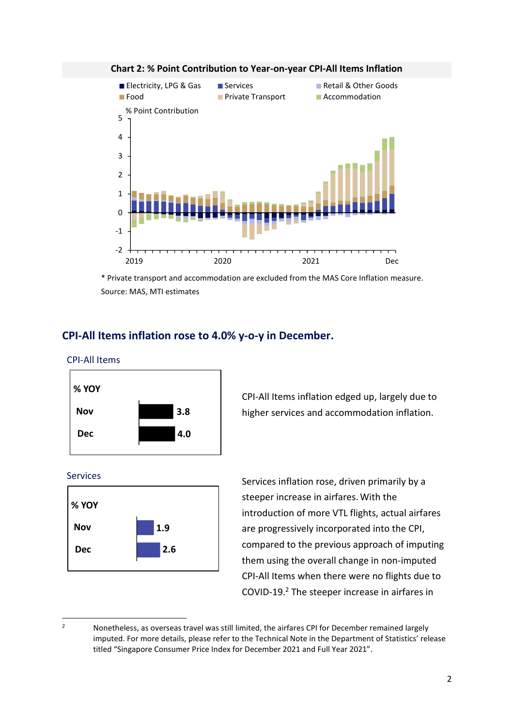**Chart 2: % Point Contribution to Year-on-year CPI-All Items Inflation**

\* Private transport and accommodation are excluded from the MAS Core Inflation measure.
Source: MAS, MTI estimates

## CPI-All Items inflation rose to 4.0% y-o-y in December.

**CPI-All Items**

| % YOY | |
|---|---|
| Nov | 3.8 |
| Dec | 4.0 |

CPI-All Items inflation edged up, largely due to higher services and accommodation inflation.

**Services**

| % YOY | |
|---|---|
| Nov | 1.9 |
| Dec | 2.6 |

Services inflation rose, driven primarily by a steeper increase in airfares. With the introduction of more VTL flights, actual airfares are progressively incorporated into the CPI, compared to the previous approach of imputing them using the overall change in non-imputed CPI-All Items when there were no flights due to COVID-19.[2] The steeper increase in airfares in

[2] Nonetheless, as overseas travel was still limited, the airfares CPI for December remained largely imputed. For more details, please refer to the Technical Note in the Department of Statistics' release titled "Singapore Consumer Price Index for December 2021 and Full Year 2021".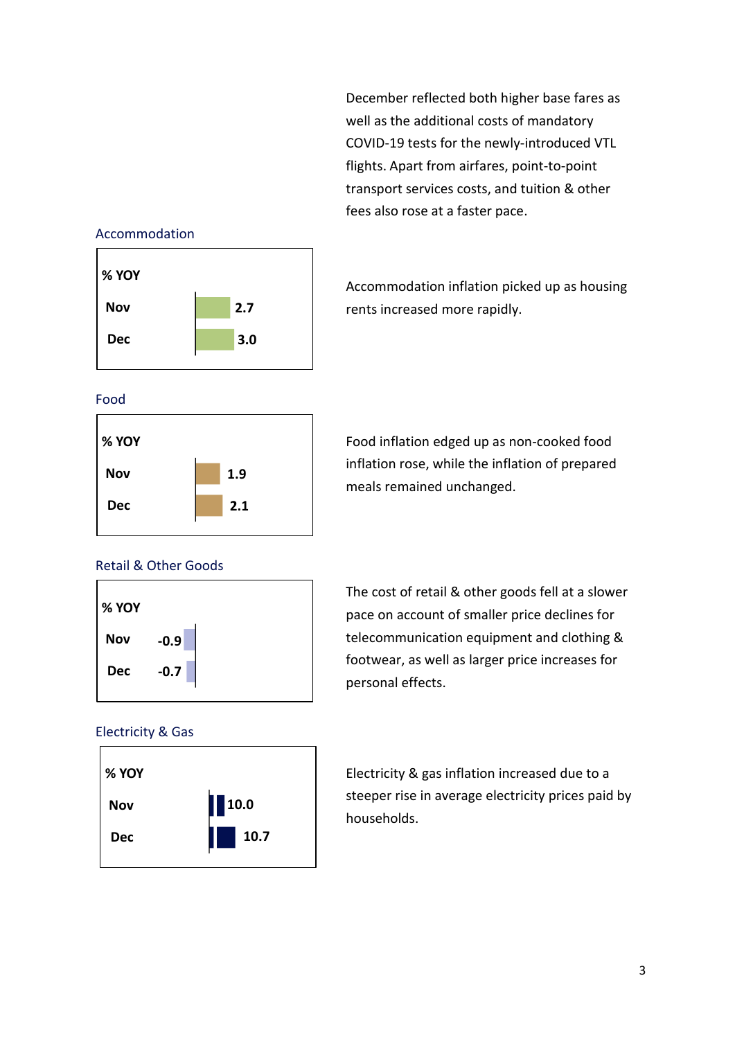December reflected both higher base fares as well as the additional costs of mandatory COVID-19 tests for the newly-introduced VTL flights. Apart from airfares, point-to-point transport services costs, and tuition & other fees also rose at a faster pace.

### Accommodation

| % YOY | |
|---|---|
| Nov | 2.7 |
| Dec | 3.0 |

Accommodation inflation picked up as housing rents increased more rapidly.

### Food

| % YOY | |
|---|---|
| Nov | 1.9 |
| Dec | 2.1 |

Food inflation edged up as non-cooked food inflation rose, while the inflation of prepared meals remained unchanged.

### Retail & Other Goods

| % YOY | |
|---|---|
| Nov | -0.9 |
| Dec | -0.7 |

The cost of retail & other goods fell at a slower pace on account of smaller price declines for telecommunication equipment and clothing & footwear, as well as larger price increases for personal effects.

### Electricity & Gas

| % YOY | |
|---|---|
| Nov | 10.0 |
| Dec | 10.7 |

Electricity & gas inflation increased due to a steeper rise in average electricity prices paid by households.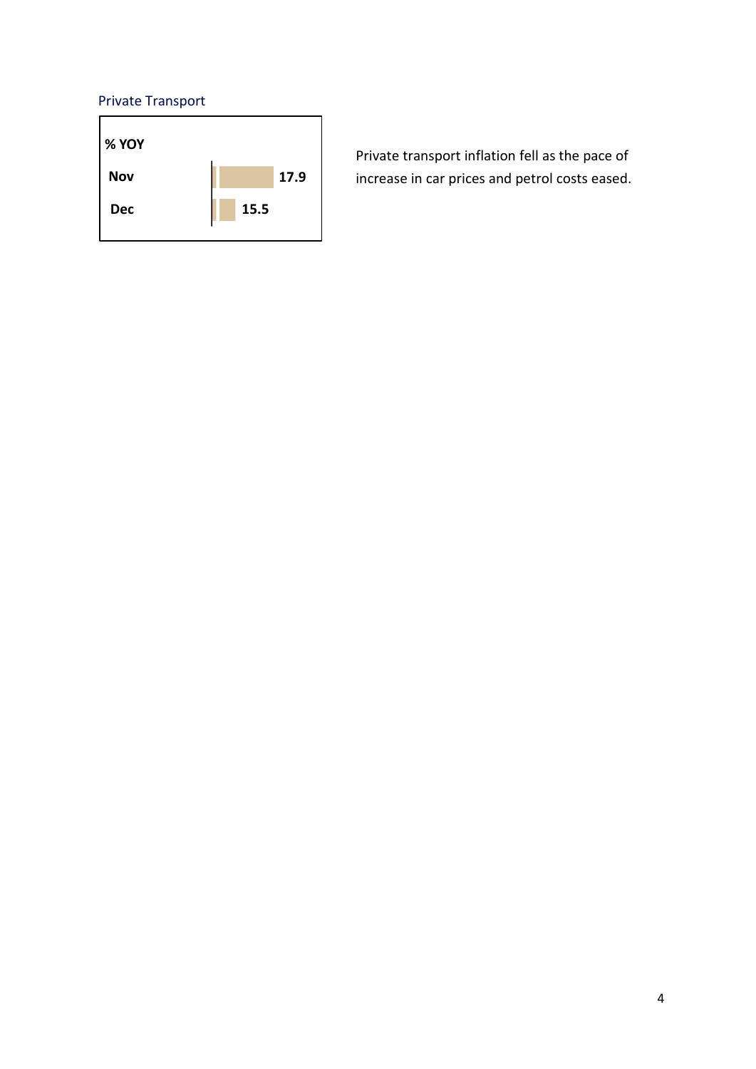### Private Transport

| % YOY | |
|---|---|
| Nov | 17.9 |
| Dec | 15.5 |

Private transport inflation fell as the pace of increase in car prices and petrol costs eased.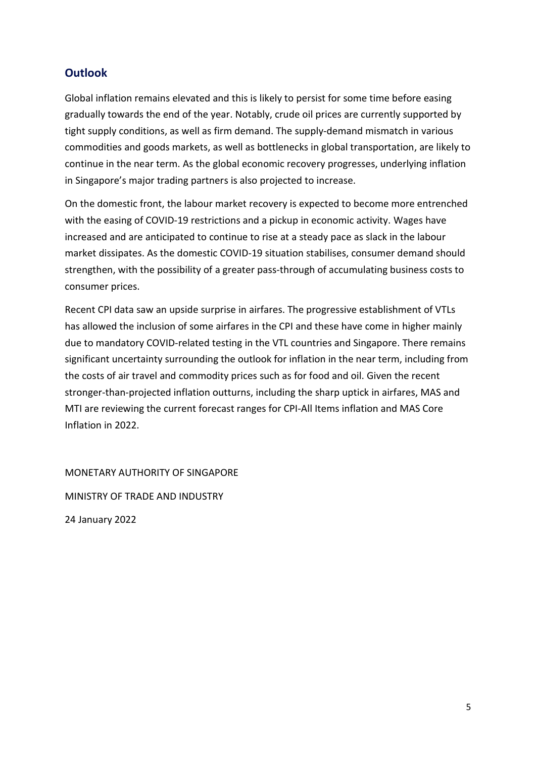## Outlook

Global inflation remains elevated and this is likely to persist for some time before easing gradually towards the end of the year. Notably, crude oil prices are currently supported by tight supply conditions, as well as firm demand. The supply-demand mismatch in various commodities and goods markets, as well as bottlenecks in global transportation, are likely to continue in the near term. As the global economic recovery progresses, underlying inflation in Singapore's major trading partners is also projected to increase.

On the domestic front, the labour market recovery is expected to become more entrenched with the easing of COVID-19 restrictions and a pickup in economic activity. Wages have increased and are anticipated to continue to rise at a steady pace as slack in the labour market dissipates. As the domestic COVID-19 situation stabilises, consumer demand should strengthen, with the possibility of a greater pass-through of accumulating business costs to consumer prices.

Recent CPI data saw an upside surprise in airfares. The progressive establishment of VTLs has allowed the inclusion of some airfares in the CPI and these have come in higher mainly due to mandatory COVID-related testing in the VTL countries and Singapore. There remains significant uncertainty surrounding the outlook for inflation in the near term, including from the costs of air travel and commodity prices such as for food and oil. Given the recent stronger-than-projected inflation outturns, including the sharp uptick in airfares, MAS and MTI are reviewing the current forecast ranges for CPI-All Items inflation and MAS Core Inflation in 2022.

MONETARY AUTHORITY OF SINGAPORE

MINISTRY OF TRADE AND INDUSTRY

24 January 2022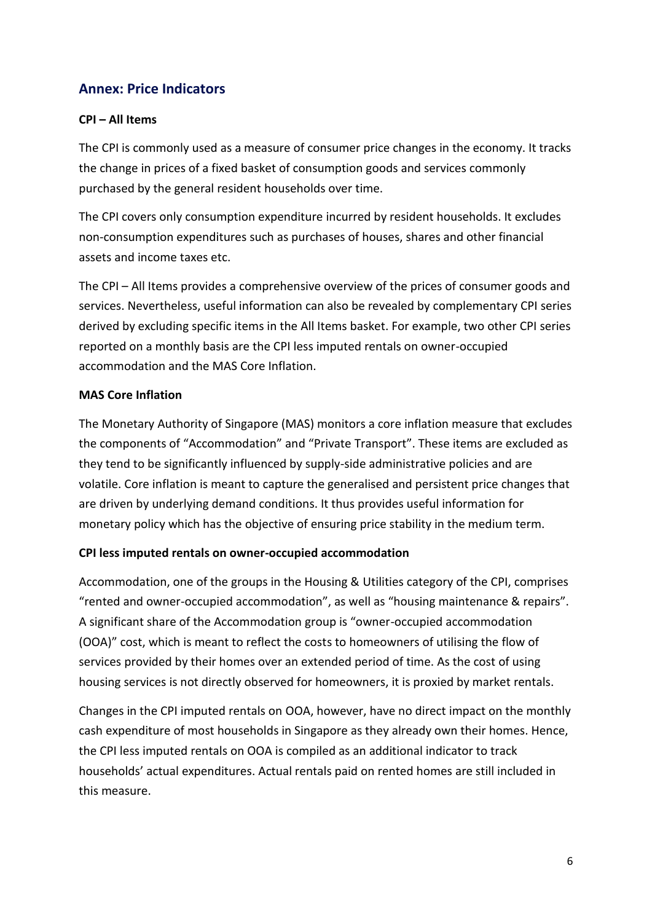## Annex: Price Indicators

**CPI – All Items**

The CPI is commonly used as a measure of consumer price changes in the economy. It tracks the change in prices of a fixed basket of consumption goods and services commonly purchased by the general resident households over time.

The CPI covers only consumption expenditure incurred by resident households. It excludes non-consumption expenditures such as purchases of houses, shares and other financial assets and income taxes etc.

The CPI – All Items provides a comprehensive overview of the prices of consumer goods and services. Nevertheless, useful information can also be revealed by complementary CPI series derived by excluding specific items in the All Items basket. For example, two other CPI series reported on a monthly basis are the CPI less imputed rentals on owner-occupied accommodation and the MAS Core Inflation.

**MAS Core Inflation**

The Monetary Authority of Singapore (MAS) monitors a core inflation measure that excludes the components of "Accommodation" and "Private Transport". These items are excluded as they tend to be significantly influenced by supply-side administrative policies and are volatile. Core inflation is meant to capture the generalised and persistent price changes that are driven by underlying demand conditions. It thus provides useful information for monetary policy which has the objective of ensuring price stability in the medium term.

**CPI less imputed rentals on owner-occupied accommodation**

Accommodation, one of the groups in the Housing & Utilities category of the CPI, comprises "rented and owner-occupied accommodation", as well as "housing maintenance & repairs". A significant share of the Accommodation group is "owner-occupied accommodation (OOA)" cost, which is meant to reflect the costs to homeowners of utilising the flow of services provided by their homes over an extended period of time. As the cost of using housing services is not directly observed for homeowners, it is proxied by market rentals.

Changes in the CPI imputed rentals on OOA, however, have no direct impact on the monthly cash expenditure of most households in Singapore as they already own their homes. Hence, the CPI less imputed rentals on OOA is compiled as an additional indicator to track households' actual expenditures. Actual rentals paid on rented homes are still included in this measure.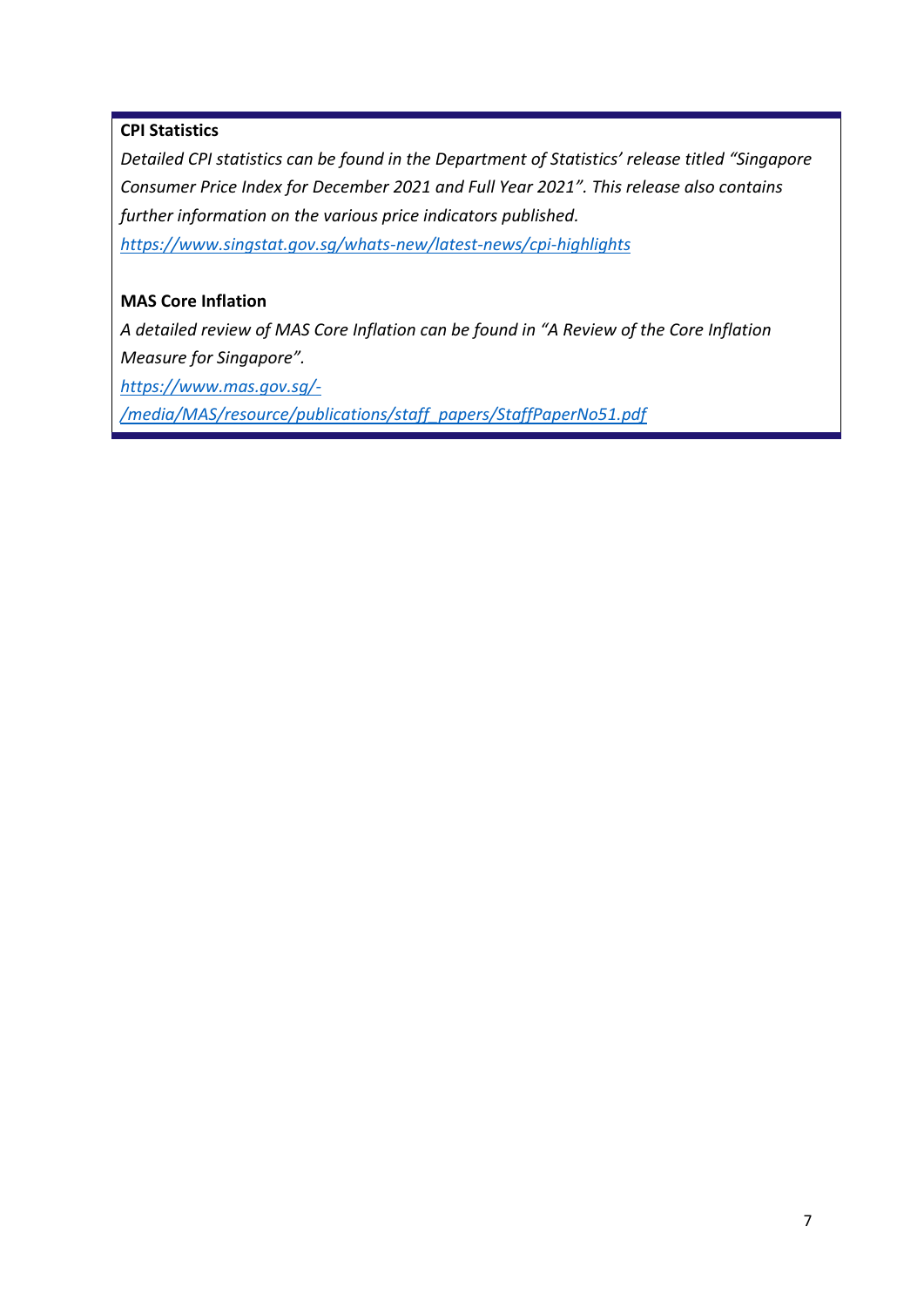**CPI Statistics**

*Detailed CPI statistics can be found in the Department of Statistics' release titled "Singapore Consumer Price Index for December 2021 and Full Year 2021". This release also contains further information on the various price indicators published.*

*https://www.singstat.gov.sg/whats-new/latest-news/cpi-highlights*

**MAS Core Inflation**

*A detailed review of MAS Core Inflation can be found in "A Review of the Core Inflation Measure for Singapore".*

*https://www.mas.gov.sg/-/media/MAS/resource/publications/staff_papers/StaffPaperNo51.pdf*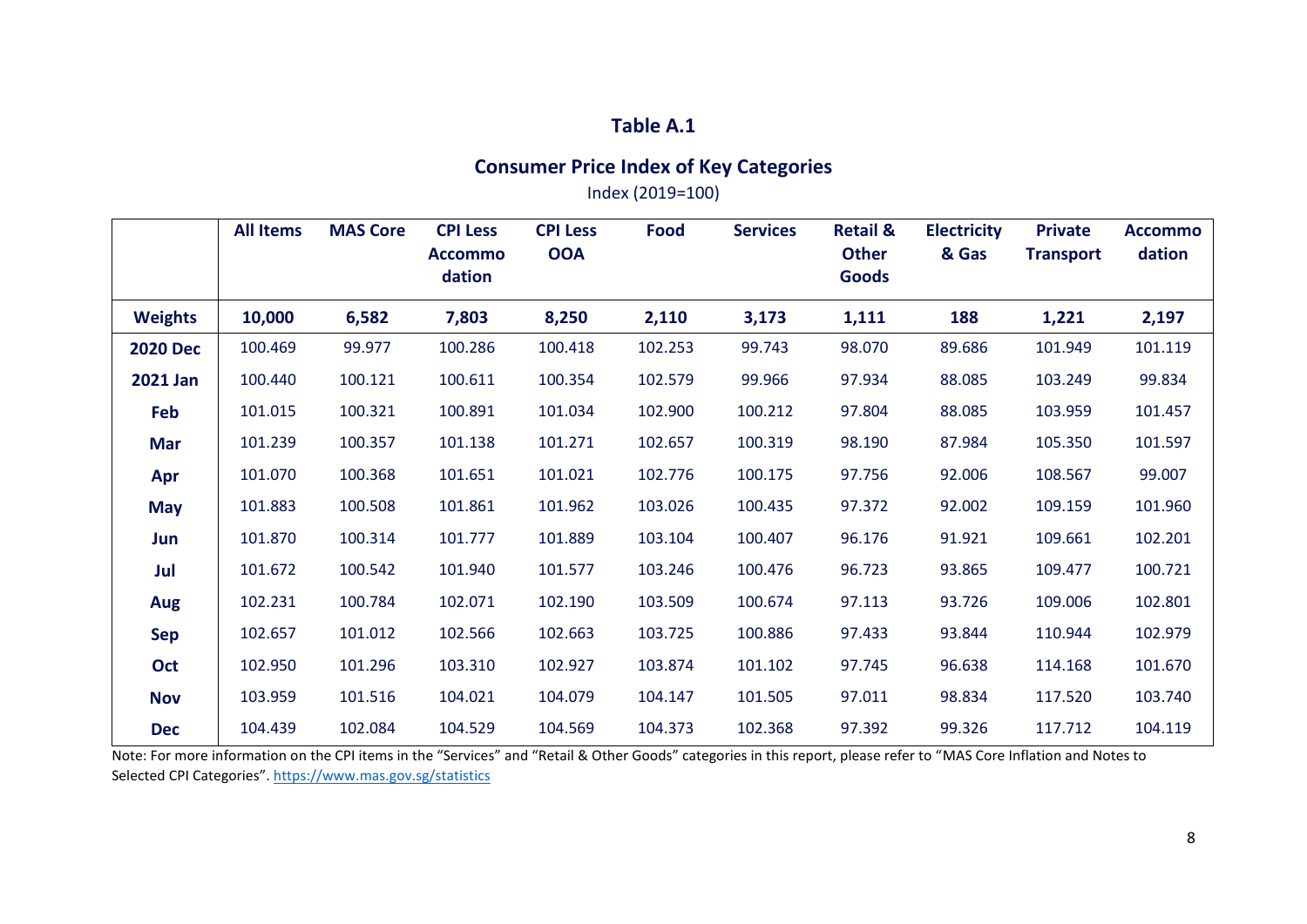## Table A.1

### Consumer Price Index of Key Categories

Index (2019=100)

| | All Items | MAS Core | CPI Less Accommodation | CPI Less OOA | Food | Services | Retail & Other Goods | Electricity & Gas | Private Transport | Accommodation |
|---|---|---|---|---|---|---|---|---|---|---|
| **Weights** | **10,000** | **6,582** | **7,803** | **8,250** | **2,110** | **3,173** | **1,111** | **188** | **1,221** | **2,197** |
| **2020 Dec** | 100.469 | 99.977 | 100.286 | 100.418 | 102.253 | 99.743 | 98.070 | 89.686 | 101.949 | 101.119 |
| **2021 Jan** | 100.440 | 100.121 | 100.611 | 100.354 | 102.579 | 99.966 | 97.934 | 88.085 | 103.249 | 99.834 |
| **Feb** | 101.015 | 100.321 | 100.891 | 101.034 | 102.900 | 100.212 | 97.804 | 88.085 | 103.959 | 101.457 |
| **Mar** | 101.239 | 100.357 | 101.138 | 101.271 | 102.657 | 100.319 | 98.190 | 87.984 | 105.350 | 101.597 |
| **Apr** | 101.070 | 100.368 | 101.651 | 101.021 | 102.776 | 100.175 | 97.756 | 92.006 | 108.567 | 99.007 |
| **May** | 101.883 | 100.508 | 101.861 | 101.962 | 103.026 | 100.435 | 97.372 | 92.002 | 109.159 | 101.960 |
| **Jun** | 101.870 | 100.314 | 101.777 | 101.889 | 103.104 | 100.407 | 96.176 | 91.921 | 109.661 | 102.201 |
| **Jul** | 101.672 | 100.542 | 101.940 | 101.577 | 103.246 | 100.476 | 96.723 | 93.865 | 109.477 | 100.721 |
| **Aug** | 102.231 | 100.784 | 102.071 | 102.190 | 103.509 | 100.674 | 97.113 | 93.726 | 109.006 | 102.801 |
| **Sep** | 102.657 | 101.012 | 102.566 | 102.663 | 103.725 | 100.886 | 97.433 | 93.844 | 110.944 | 102.979 |
| **Oct** | 102.950 | 101.296 | 103.310 | 102.927 | 103.874 | 101.102 | 97.745 | 96.638 | 114.168 | 101.670 |
| **Nov** | 103.959 | 101.516 | 104.021 | 104.079 | 104.147 | 101.505 | 97.011 | 98.834 | 117.520 | 103.740 |
| **Dec** | 104.439 | 102.084 | 104.529 | 104.569 | 104.373 | 102.368 | 97.392 | 99.326 | 117.712 | 104.119 |

Note: For more information on the CPI items in the "Services" and "Retail & Other Goods" categories in this report, please refer to "MAS Core Inflation and Notes to Selected CPI Categories". https://www.mas.gov.sg/statistics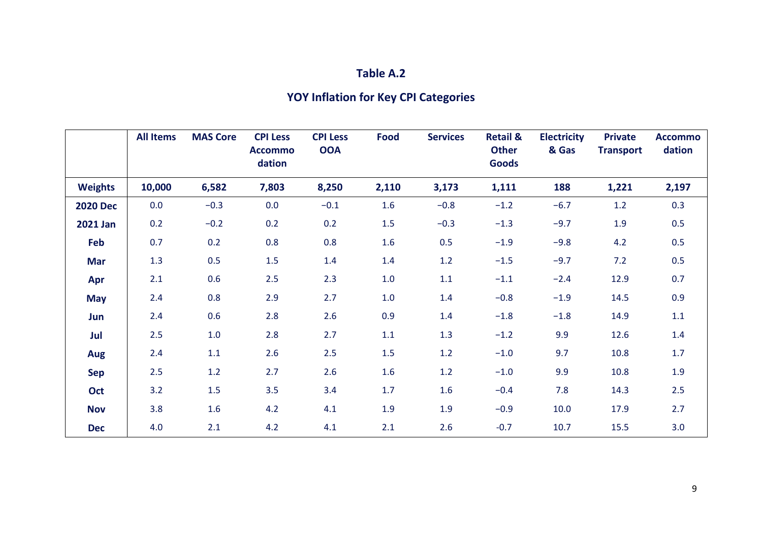## Table A.2

## YOY Inflation for Key CPI Categories

| | All Items | MAS Core | CPI Less Accommodation | CPI Less OOA | Food | Services | Retail & Other Goods | Electricity & Gas | Private Transport | Accommodation |
|---|---|---|---|---|---|---|---|---|---|---|
| **Weights** | **10,000** | **6,582** | **7,803** | **8,250** | **2,110** | **3,173** | **1,111** | **188** | **1,221** | **2,197** |
| **2020 Dec** | 0.0 | −0.3 | 0.0 | −0.1 | 1.6 | −0.8 | −1.2 | −6.7 | 1.2 | 0.3 |
| **2021 Jan** | 0.2 | −0.2 | 0.2 | 0.2 | 1.5 | −0.3 | −1.3 | −9.7 | 1.9 | 0.5 |
| **Feb** | 0.7 | 0.2 | 0.8 | 0.8 | 1.6 | 0.5 | −1.9 | −9.8 | 4.2 | 0.5 |
| **Mar** | 1.3 | 0.5 | 1.5 | 1.4 | 1.4 | 1.2 | −1.5 | −9.7 | 7.2 | 0.5 |
| **Apr** | 2.1 | 0.6 | 2.5 | 2.3 | 1.0 | 1.1 | −1.1 | −2.4 | 12.9 | 0.7 |
| **May** | 2.4 | 0.8 | 2.9 | 2.7 | 1.0 | 1.4 | −0.8 | −1.9 | 14.5 | 0.9 |
| **Jun** | 2.4 | 0.6 | 2.8 | 2.6 | 0.9 | 1.4 | −1.8 | −1.8 | 14.9 | 1.1 |
| **Jul** | 2.5 | 1.0 | 2.8 | 2.7 | 1.1 | 1.3 | −1.2 | 9.9 | 12.6 | 1.4 |
| **Aug** | 2.4 | 1.1 | 2.6 | 2.5 | 1.5 | 1.2 | −1.0 | 9.7 | 10.8 | 1.7 |
| **Sep** | 2.5 | 1.2 | 2.7 | 2.6 | 1.6 | 1.2 | −1.0 | 9.9 | 10.8 | 1.9 |
| **Oct** | 3.2 | 1.5 | 3.5 | 3.4 | 1.7 | 1.6 | −0.4 | 7.8 | 14.3 | 2.5 |
| **Nov** | 3.8 | 1.6 | 4.2 | 4.1 | 1.9 | 1.9 | −0.9 | 10.0 | 17.9 | 2.7 |
| **Dec** | 4.0 | 2.1 | 4.2 | 4.1 | 2.1 | 2.6 | -0.7 | 10.7 | 15.5 | 3.0 |